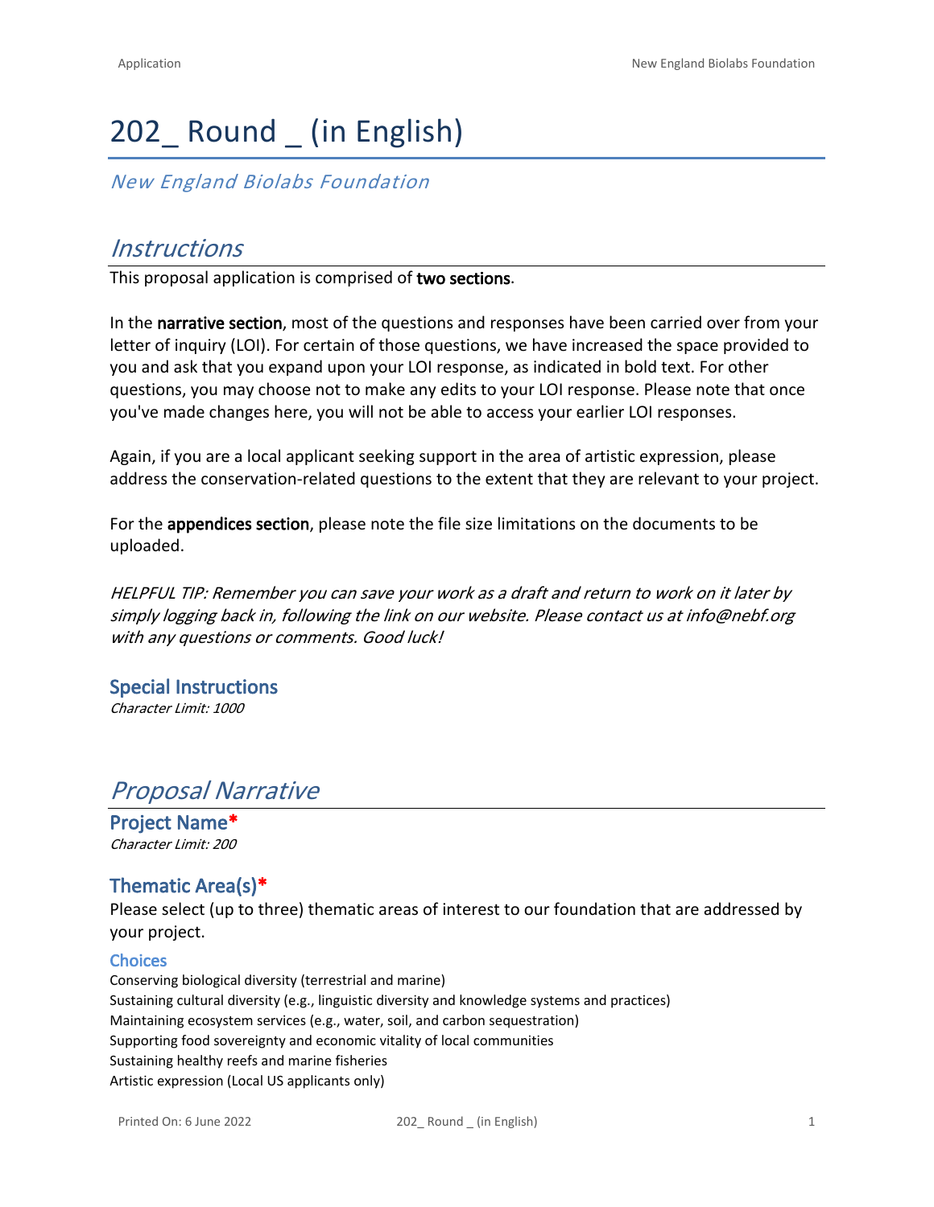# 202_ Round _ (in English)

*New England Biolabs Foundation*

## *Instructions*

This proposal application is comprised of **two sections**.

In the **narrative section**, most of the questions and responses have been carried over from your letter of inquiry (LOI). For certain of those questions, we have increased the space provided to you and ask that you expand upon your LOI response, as indicated in bold text. For other questions, you may choose not to make any edits to your LOI response. Please note that once you've made changes here, you will not be able to access your earlier LOI responses.

Again, if you are a local applicant seeking support in the area of artistic expression, please address the conservation-related questions to the extent that they are relevant to your project.

For the **appendices section**, please note the file size limitations on the documents to be uploaded.

*HELPFUL TIP: Remember you can save your work as a draft and return to work on it later by simply logging back in, following the link on our website. Please contact us at info@nebf.org with any questions or comments. Good luck!*

### Special Instructions

*Character Limit: 1000*

## *Proposal Narrative*

### Project Name*

*Character Limit: 200*

### Thematic Area(s)*

Please select (up to three) thematic areas of interest to our foundation that are addressed by your project.

#### Choices

Conserving biological diversity (terrestrial and marine)
Sustaining cultural diversity (e.g., linguistic diversity and knowledge systems and practices)
Maintaining ecosystem services (e.g., water, soil, and carbon sequestration)
Supporting food sovereignty and economic vitality of local communities
Sustaining healthy reefs and marine fisheries
Artistic expression (Local US applicants only)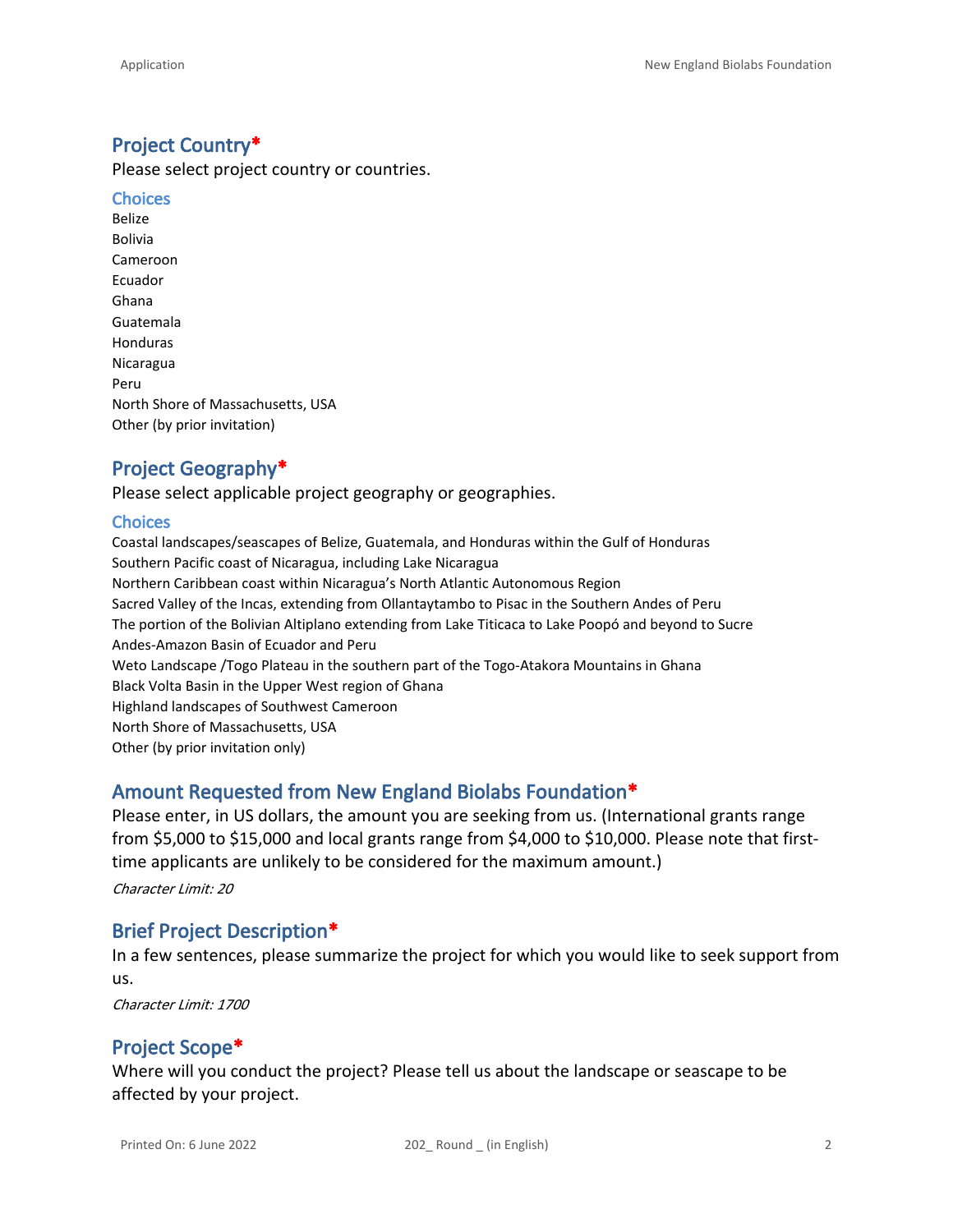## Project Country*

Please select project country or countries.

### Choices

Belize
Bolivia
Cameroon
Ecuador
Ghana
Guatemala
Honduras
Nicaragua
Peru
North Shore of Massachusetts, USA
Other (by prior invitation)

## Project Geography*

Please select applicable project geography or geographies.

### Choices

Coastal landscapes/seascapes of Belize, Guatemala, and Honduras within the Gulf of Honduras
Southern Pacific coast of Nicaragua, including Lake Nicaragua
Northern Caribbean coast within Nicaragua's North Atlantic Autonomous Region
Sacred Valley of the Incas, extending from Ollantaytambo to Pisac in the Southern Andes of Peru
The portion of the Bolivian Altiplano extending from Lake Titicaca to Lake Poopó and beyond to Sucre
Andes-Amazon Basin of Ecuador and Peru
Weto Landscape /Togo Plateau in the southern part of the Togo-Atakora Mountains in Ghana
Black Volta Basin in the Upper West region of Ghana
Highland landscapes of Southwest Cameroon
North Shore of Massachusetts, USA
Other (by prior invitation only)

## Amount Requested from New England Biolabs Foundation*

Please enter, in US dollars, the amount you are seeking from us. (International grants range from $5,000 to $15,000 and local grants range from $4,000 to $10,000. Please note that first-time applicants are unlikely to be considered for the maximum amount.)

*Character Limit: 20*

## Brief Project Description*

In a few sentences, please summarize the project for which you would like to seek support from us.

*Character Limit: 1700*

## Project Scope*

Where will you conduct the project? Please tell us about the landscape or seascape to be affected by your project.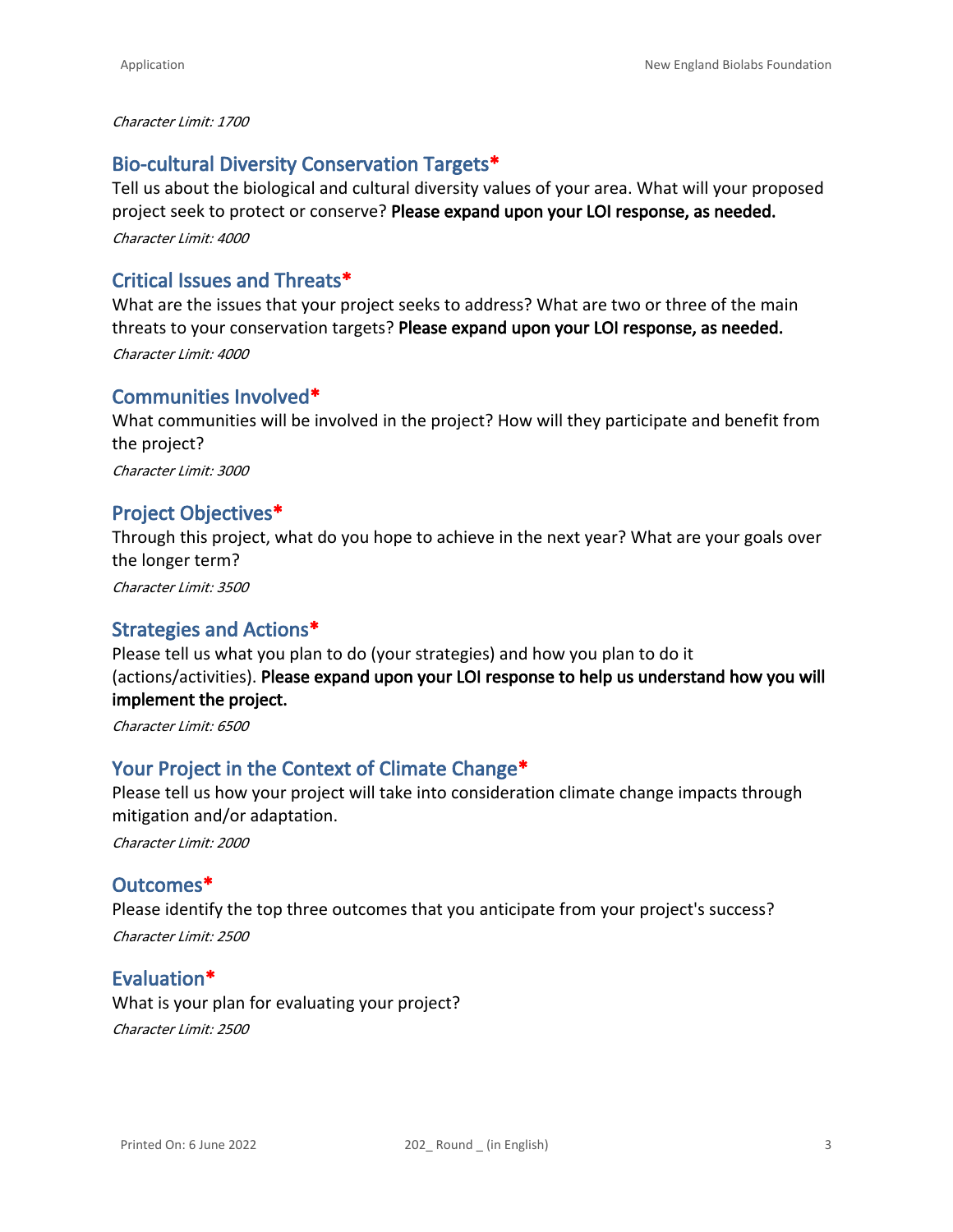*Character Limit: 1700*

## Bio-cultural Diversity Conservation Targets*

Tell us about the biological and cultural diversity values of your area. What will your proposed project seek to protect or conserve? **Please expand upon your LOI response, as needed.**

*Character Limit: 4000*

## Critical Issues and Threats*

What are the issues that your project seeks to address? What are two or three of the main threats to your conservation targets? **Please expand upon your LOI response, as needed.**

*Character Limit: 4000*

## Communities Involved*

What communities will be involved in the project? How will they participate and benefit from the project?

*Character Limit: 3000*

## Project Objectives*

Through this project, what do you hope to achieve in the next year? What are your goals over the longer term?

*Character Limit: 3500*

## Strategies and Actions*

Please tell us what you plan to do (your strategies) and how you plan to do it (actions/activities). **Please expand upon your LOI response to help us understand how you will implement the project.**

*Character Limit: 6500*

## Your Project in the Context of Climate Change*

Please tell us how your project will take into consideration climate change impacts through mitigation and/or adaptation.

*Character Limit: 2000*

## Outcomes*

Please identify the top three outcomes that you anticipate from your project's success?

*Character Limit: 2500*

## Evaluation*

What is your plan for evaluating your project?

*Character Limit: 2500*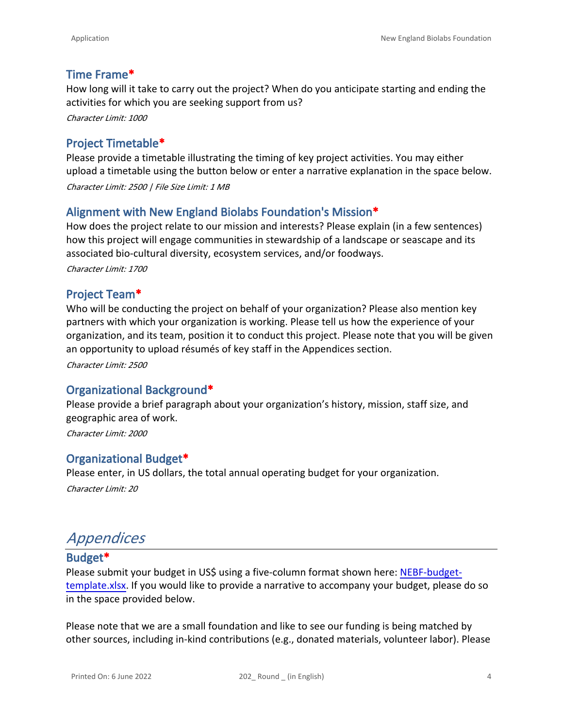### Time Frame*

How long will it take to carry out the project? When do you anticipate starting and ending the activities for which you are seeking support from us?

*Character Limit: 1000*

### Project Timetable*

Please provide a timetable illustrating the timing of key project activities. You may either upload a timetable using the button below or enter a narrative explanation in the space below.

*Character Limit: 2500 | File Size Limit: 1 MB*

### Alignment with New England Biolabs Foundation's Mission*

How does the project relate to our mission and interests? Please explain (in a few sentences) how this project will engage communities in stewardship of a landscape or seascape and its associated bio-cultural diversity, ecosystem services, and/or foodways.

*Character Limit: 1700*

### Project Team*

Who will be conducting the project on behalf of your organization? Please also mention key partners with which your organization is working. Please tell us how the experience of your organization, and its team, position it to conduct this project. Please note that you will be given an opportunity to upload résumés of key staff in the Appendices section.

*Character Limit: 2500*

### Organizational Background*

Please provide a brief paragraph about your organization's history, mission, staff size, and geographic area of work.

*Character Limit: 2000*

### Organizational Budget*

Please enter, in US dollars, the total annual operating budget for your organization.

*Character Limit: 20*

## *Appendices*

### Budget*

Please submit your budget in US$ using a five-column format shown here: [NEBF-budget-template.xlsx](). If you would like to provide a narrative to accompany your budget, please do so in the space provided below.

Please note that we are a small foundation and like to see our funding is being matched by other sources, including in-kind contributions (e.g., donated materials, volunteer labor). Please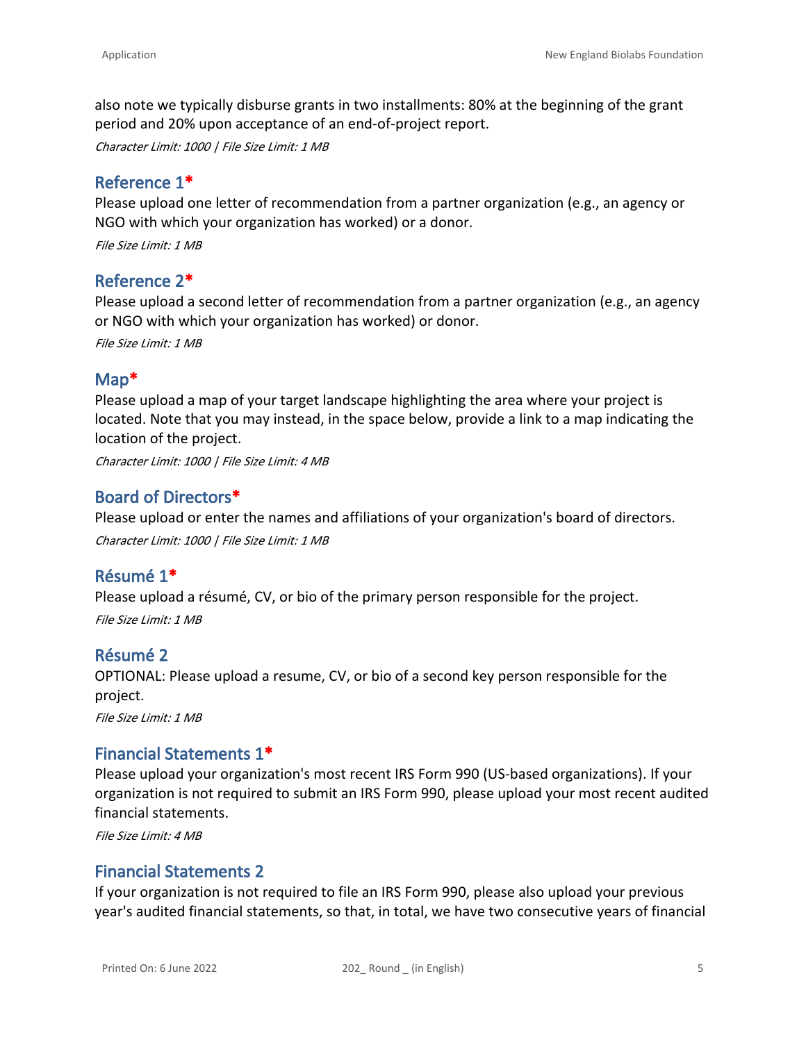also note we typically disburse grants in two installments: 80% at the beginning of the grant period and 20% upon acceptance of an end-of-project report.

*Character Limit: 1000 | File Size Limit: 1 MB*

## Reference 1*

Please upload one letter of recommendation from a partner organization (e.g., an agency or NGO with which your organization has worked) or a donor.

*File Size Limit: 1 MB*

## Reference 2*

Please upload a second letter of recommendation from a partner organization (e.g., an agency or NGO with which your organization has worked) or donor.

*File Size Limit: 1 MB*

## Map*

Please upload a map of your target landscape highlighting the area where your project is located. Note that you may instead, in the space below, provide a link to a map indicating the location of the project.

*Character Limit: 1000 | File Size Limit: 4 MB*

## Board of Directors*

Please upload or enter the names and affiliations of your organization's board of directors.

*Character Limit: 1000 | File Size Limit: 1 MB*

## Résumé 1*

Please upload a résumé, CV, or bio of the primary person responsible for the project.

*File Size Limit: 1 MB*

## Résumé 2

OPTIONAL: Please upload a resume, CV, or bio of a second key person responsible for the project.

*File Size Limit: 1 MB*

## Financial Statements 1*

Please upload your organization's most recent IRS Form 990 (US-based organizations). If your organization is not required to submit an IRS Form 990, please upload your most recent audited financial statements.

*File Size Limit: 4 MB*

## Financial Statements 2

If your organization is not required to file an IRS Form 990, please also upload your previous year's audited financial statements, so that, in total, we have two consecutive years of financial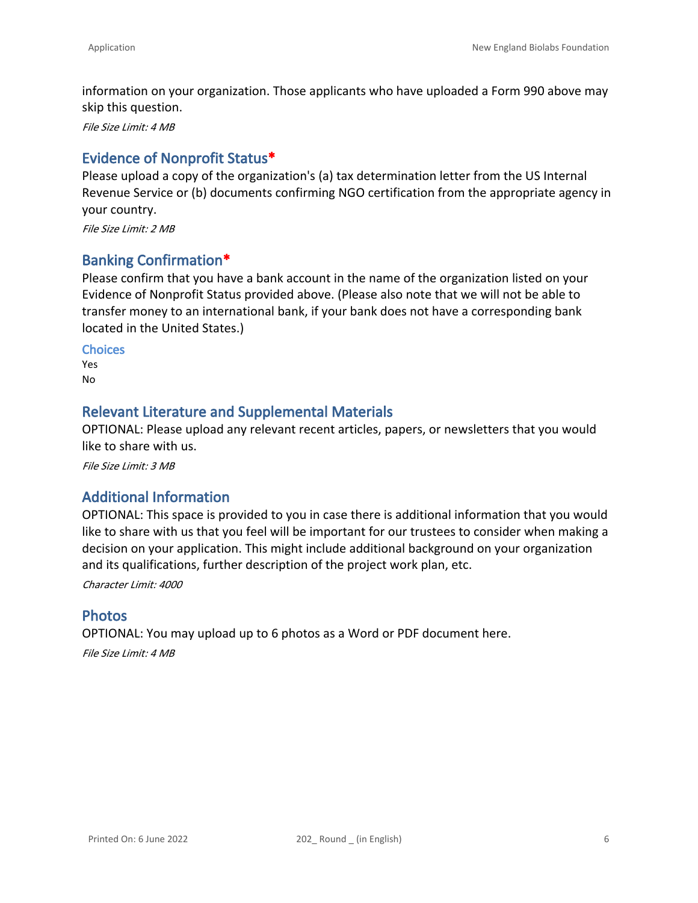information on your organization. Those applicants who have uploaded a Form 990 above may skip this question.

*File Size Limit: 4 MB*

### Evidence of Nonprofit Status*

Please upload a copy of the organization's (a) tax determination letter from the US Internal Revenue Service or (b) documents confirming NGO certification from the appropriate agency in your country.

*File Size Limit: 2 MB*

### Banking Confirmation*

Please confirm that you have a bank account in the name of the organization listed on your Evidence of Nonprofit Status provided above. (Please also note that we will not be able to transfer money to an international bank, if your bank does not have a corresponding bank located in the United States.)

#### Choices

Yes
No

### Relevant Literature and Supplemental Materials

OPTIONAL: Please upload any relevant recent articles, papers, or newsletters that you would like to share with us.

*File Size Limit: 3 MB*

### Additional Information

OPTIONAL: This space is provided to you in case there is additional information that you would like to share with us that you feel will be important for our trustees to consider when making a decision on your application. This might include additional background on your organization and its qualifications, further description of the project work plan, etc.

*Character Limit: 4000*

### Photos

OPTIONAL: You may upload up to 6 photos as a Word or PDF document here.

*File Size Limit: 4 MB*